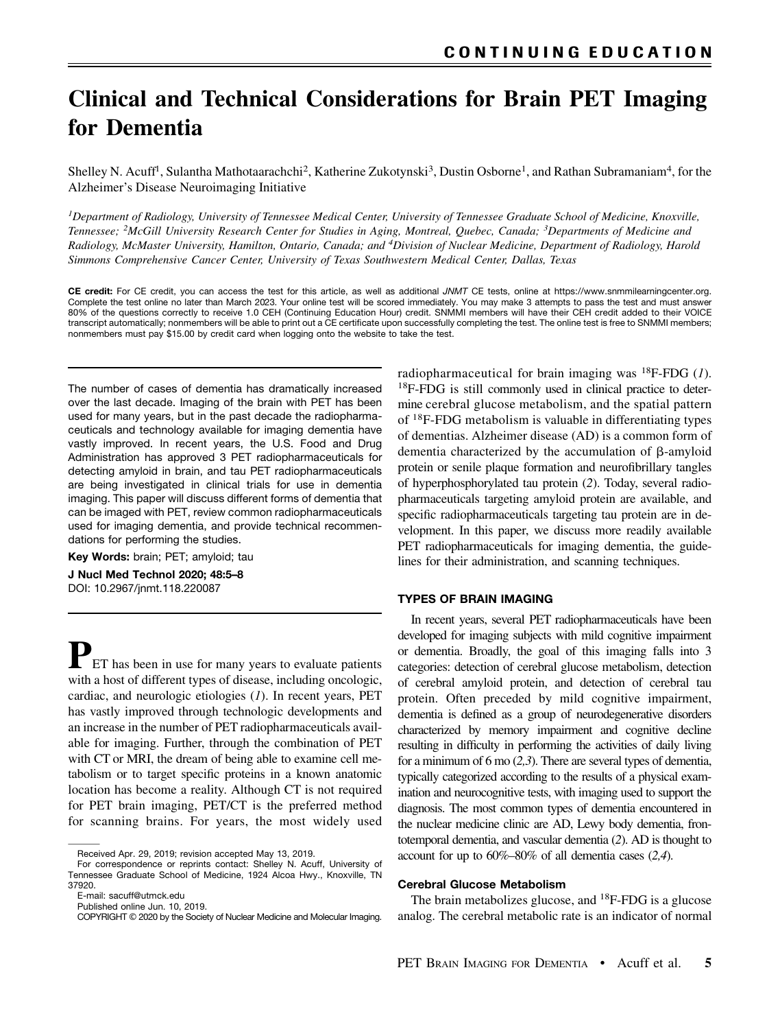CONTINUING EDUCATION

# Clinical and Technical Considerations for Brain PET Imaging for Dementia

Shelley N. Acuff[1], Sulantha Mathotaarachchi[2], Katherine Zukotynski[3], Dustin Osborne[1], and Rathan Subramaniam[4], for the Alzheimer's Disease Neuroimaging Initiative

*[1]Department of Radiology, University of Tennessee Medical Center, University of Tennessee Graduate School of Medicine, Knoxville, Tennessee; [2]McGill University Research Center for Studies in Aging, Montreal, Quebec, Canada; [3]Departments of Medicine and Radiology, McMaster University, Hamilton, Ontario, Canada; and [4]Division of Nuclear Medicine, Department of Radiology, Harold Simmons Comprehensive Cancer Center, University of Texas Southwestern Medical Center, Dallas, Texas*

**CE credit:** For CE credit, you can access the test for this article, as well as additional *JNMT* CE tests, online at https://www.snmmilearningcenter.org. Complete the test online no later than March 2023. Your online test will be scored immediately. You may make 3 attempts to pass the test and must answer 80% of the questions correctly to receive 1.0 CEH (Continuing Education Hour) credit. SNMMI members will have their CEH credit added to their VOICE transcript automatically; nonmembers will be able to print out a CE certificate upon successfully completing the test. The online test is free to SNMMI members; nonmembers must pay $15.00 by credit card when logging onto the website to take the test.

The number of cases of dementia has dramatically increased over the last decade. Imaging of the brain with PET has been used for many years, but in the past decade the radiopharmaceuticals and technology available for imaging dementia have vastly improved. In recent years, the U.S. Food and Drug Administration has approved 3 PET radiopharmaceuticals for detecting amyloid in brain, and tau PET radiopharmaceuticals are being investigated in clinical trials for use in dementia imaging. This paper will discuss different forms of dementia that can be imaged with PET, review common radiopharmaceuticals used for imaging dementia, and provide technical recommendations for performing the studies.

**Key Words:** brain; PET; amyloid; tau

**J Nucl Med Technol 2020; 48:5–8**
DOI: 10.2967/jnmt.118.220087

PET has been in use for many years to evaluate patients with a host of different types of disease, including oncologic, cardiac, and neurologic etiologies (*1*). In recent years, PET has vastly improved through technologic developments and an increase in the number of PET radiopharmaceuticals available for imaging. Further, through the combination of PET with CT or MRI, the dream of being able to examine cell metabolism or to target specific proteins in a known anatomic location has become a reality. Although CT is not required for PET brain imaging, PET/CT is the preferred method for scanning brains. For years, the most widely used radiopharmaceutical for brain imaging was $^{18}$F-FDG (*1*). $^{18}$F-FDG is still commonly used in clinical practice to determine cerebral glucose metabolism, and the spatial pattern of $^{18}$F-FDG metabolism is valuable in differentiating types of dementias. Alzheimer disease (AD) is a common form of dementia characterized by the accumulation of β-amyloid protein or senile plaque formation and neurofibrillary tangles of hyperphosphorylated tau protein (*2*). Today, several radiopharmaceuticals targeting amyloid protein are available, and specific radiopharmaceuticals targeting tau protein are in development. In this paper, we discuss more readily available PET radiopharmaceuticals for imaging dementia, the guidelines for their administration, and scanning techniques.

Received Apr. 29, 2019; revision accepted May 13, 2019.
For correspondence or reprints contact: Shelley N. Acuff, University of Tennessee Graduate School of Medicine, 1924 Alcoa Hwy., Knoxville, TN 37920.
E-mail: sacuff@utmck.edu
Published online Jun. 10, 2019.
COPYRIGHT © 2020 by the Society of Nuclear Medicine and Molecular Imaging.

## TYPES OF BRAIN IMAGING

In recent years, several PET radiopharmaceuticals have been developed for imaging subjects with mild cognitive impairment or dementia. Broadly, the goal of this imaging falls into 3 categories: detection of cerebral glucose metabolism, detection of cerebral amyloid protein, and detection of cerebral tau protein. Often preceded by mild cognitive impairment, dementia is defined as a group of neurodegenerative disorders characterized by memory impairment and cognitive decline resulting in difficulty in performing the activities of daily living for a minimum of 6 mo (*2,3*). There are several types of dementia, typically categorized according to the results of a physical examination and neurocognitive tests, with imaging used to support the diagnosis. The most common types of dementia encountered in the nuclear medicine clinic are AD, Lewy body dementia, frontotemporal dementia, and vascular dementia (*2*). AD is thought to account for up to 60%–80% of all dementia cases (*2,4*).

### Cerebral Glucose Metabolism

The brain metabolizes glucose, and $^{18}$F-FDG is a glucose analog. The cerebral metabolic rate is an indicator of normal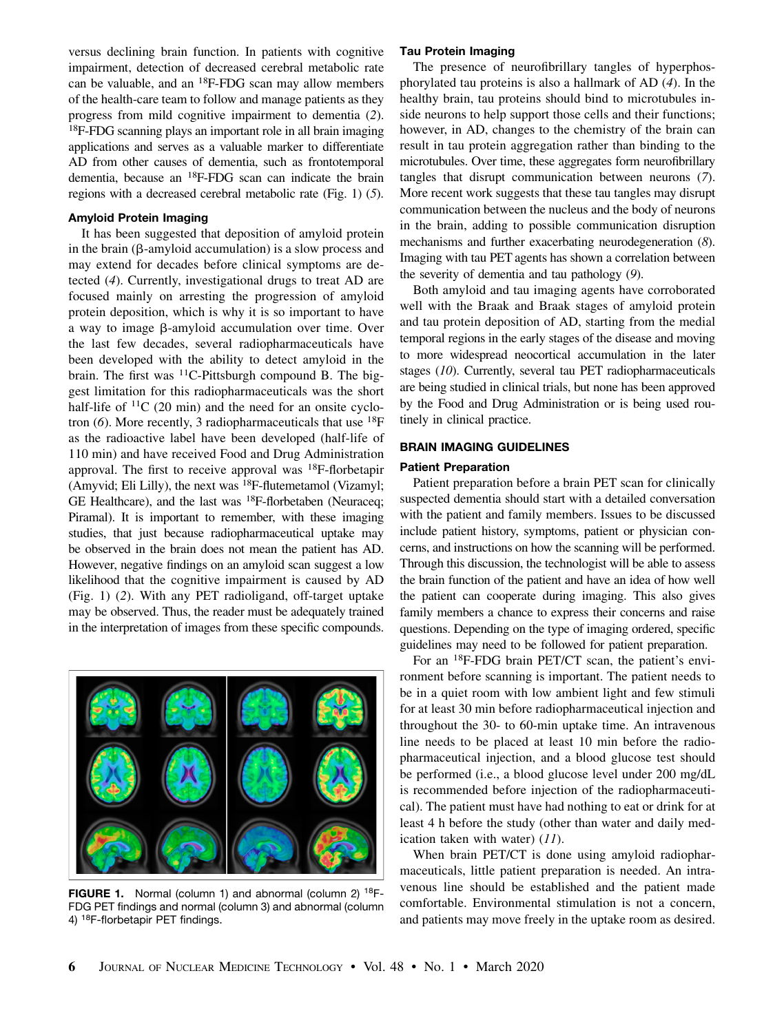versus declining brain function. In patients with cognitive impairment, detection of decreased cerebral metabolic rate can be valuable, and an $^{18}$F-FDG scan may allow members of the health-care team to follow and manage patients as they progress from mild cognitive impairment to dementia (*2*). $^{18}$F-FDG scanning plays an important role in all brain imaging applications and serves as a valuable marker to differentiate AD from other causes of dementia, such as frontotemporal dementia, because an $^{18}$F-FDG scan can indicate the brain regions with a decreased cerebral metabolic rate (Fig. 1) (*5*).

### Amyloid Protein Imaging

It has been suggested that deposition of amyloid protein in the brain (β-amyloid accumulation) is a slow process and may extend for decades before clinical symptoms are detected (*4*). Currently, investigational drugs to treat AD are focused mainly on arresting the progression of amyloid protein deposition, which is why it is so important to have a way to image β-amyloid accumulation over time. Over the last few decades, several radiopharmaceuticals have been developed with the ability to detect amyloid in the brain. The first was $^{11}$C-Pittsburgh compound B. The biggest limitation for this radiopharmaceuticals was the short half-life of $^{11}$C (20 min) and the need for an onsite cyclotron (*6*). More recently, 3 radiopharmaceuticals that use $^{18}$F as the radioactive label have been developed (half-life of 110 min) and have received Food and Drug Administration approval. The first to receive approval was $^{18}$F-florbetapir (Amyvid; Eli Lilly), the next was $^{18}$F-flutemetamol (Vizamyl; GE Healthcare), and the last was $^{18}$F-florbetaben (Neuraceq; Piramal). It is important to remember, with these imaging studies, that just because radiopharmaceutical uptake may be observed in the brain does not mean the patient has AD. However, negative findings on an amyloid scan suggest a low likelihood that the cognitive impairment is caused by AD (Fig. 1) (*2*). With any PET radioligand, off-target uptake may be observed. Thus, the reader must be adequately trained in the interpretation of images from these specific compounds.

**FIGURE 1.** Normal (column 1) and abnormal (column 2) $^{18}$F-FDG PET findings and normal (column 3) and abnormal (column 4) $^{18}$F-florbetapir PET findings.

### Tau Protein Imaging

The presence of neurofibrillary tangles of hyperphosphorylated tau proteins is also a hallmark of AD (*4*). In the healthy brain, tau proteins should bind to microtubules inside neurons to help support those cells and their functions; however, in AD, changes to the chemistry of the brain can result in tau protein aggregation rather than binding to the microtubules. Over time, these aggregates form neurofibrillary tangles that disrupt communication between neurons (*7*). More recent work suggests that these tau tangles may disrupt communication between the nucleus and the body of neurons in the brain, adding to possible communication disruption mechanisms and further exacerbating neurodegeneration (*8*). Imaging with tau PET agents has shown a correlation between the severity of dementia and tau pathology (*9*).

Both amyloid and tau imaging agents have corroborated well with the Braak and Braak stages of amyloid protein and tau protein deposition of AD, starting from the medial temporal regions in the early stages of the disease and moving to more widespread neocortical accumulation in the later stages (*10*). Currently, several tau PET radiopharmaceuticals are being studied in clinical trials, but none has been approved by the Food and Drug Administration or is being used routinely in clinical practice.

## BRAIN IMAGING GUIDELINES

### Patient Preparation

Patient preparation before a brain PET scan for clinically suspected dementia should start with a detailed conversation with the patient and family members. Issues to be discussed include patient history, symptoms, patient or physician concerns, and instructions on how the scanning will be performed. Through this discussion, the technologist will be able to assess the brain function of the patient and have an idea of how well the patient can cooperate during imaging. This also gives family members a chance to express their concerns and raise questions. Depending on the type of imaging ordered, specific guidelines may need to be followed for patient preparation.

For an $^{18}$F-FDG brain PET/CT scan, the patient's environment before scanning is important. The patient needs to be in a quiet room with low ambient light and few stimuli for at least 30 min before radiopharmaceutical injection and throughout the 30- to 60-min uptake time. An intravenous line needs to be placed at least 10 min before the radiopharmaceutical injection, and a blood glucose test should be performed (i.e., a blood glucose level under 200 mg/dL is recommended before injection of the radiopharmaceutical). The patient must have had nothing to eat or drink for at least 4 h before the study (other than water and daily medication taken with water) (*11*).

When brain PET/CT is done using amyloid radiopharmaceuticals, little patient preparation is needed. An intravenous line should be established and the patient made comfortable. Environmental stimulation is not a concern, and patients may move freely in the uptake room as desired.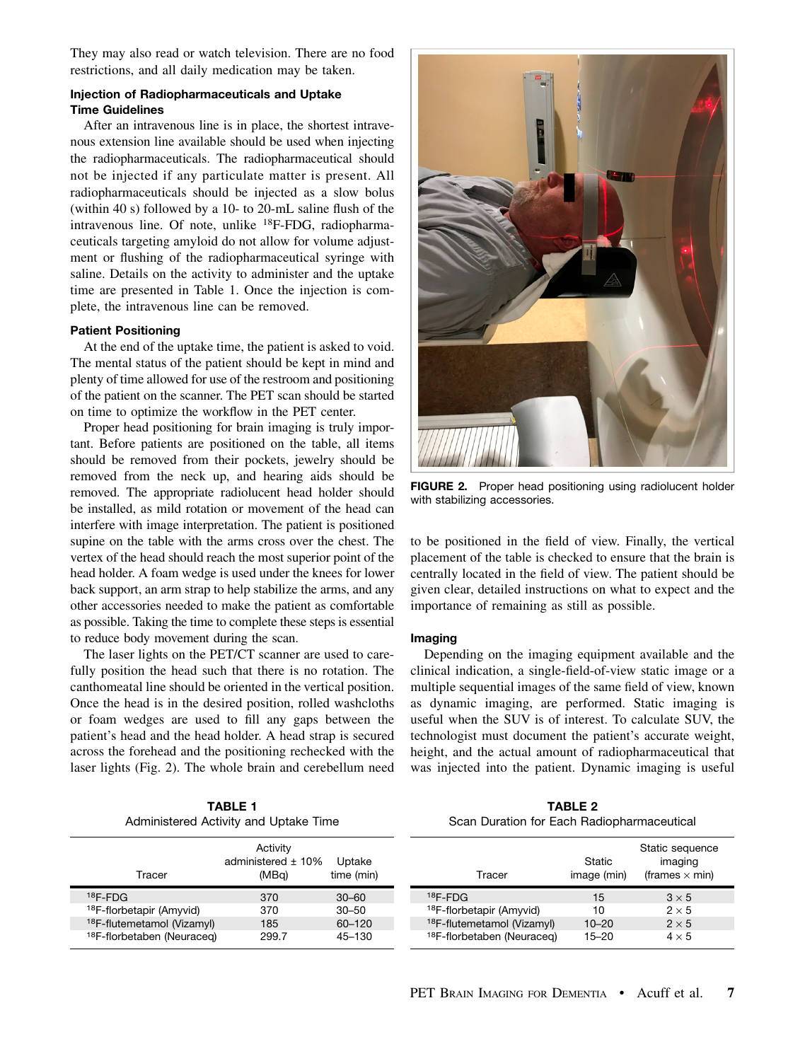They may also read or watch television. There are no food restrictions, and all daily medication may be taken.

### Injection of Radiopharmaceuticals and Uptake Time Guidelines

After an intravenous line is in place, the shortest intravenous extension line available should be used when injecting the radiopharmaceuticals. The radiopharmaceutical should not be injected if any particulate matter is present. All radiopharmaceuticals should be injected as a slow bolus (within 40 s) followed by a 10- to 20-mL saline flush of the intravenous line. Of note, unlike $^{18}$F-FDG, radiopharmaceuticals targeting amyloid do not allow for volume adjustment or flushing of the radiopharmaceutical syringe with saline. Details on the activity to administer and the uptake time are presented in Table 1. Once the injection is complete, the intravenous line can be removed.

### Patient Positioning

At the end of the uptake time, the patient is asked to void. The mental status of the patient should be kept in mind and plenty of time allowed for use of the restroom and positioning of the patient on the scanner. The PET scan should be started on time to optimize the workflow in the PET center.

Proper head positioning for brain imaging is truly important. Before patients are positioned on the table, all items should be removed from their pockets, jewelry should be removed from the neck up, and hearing aids should be removed. The appropriate radiolucent head holder should be installed, as mild rotation or movement of the head can interfere with image interpretation. The patient is positioned supine on the table with the arms cross over the chest. The vertex of the head should reach the most superior point of the head holder. A foam wedge is used under the knees for lower back support, an arm strap to help stabilize the arms, and any other accessories needed to make the patient as comfortable as possible. Taking the time to complete these steps is essential to reduce body movement during the scan.

The laser lights on the PET/CT scanner are used to carefully position the head such that there is no rotation. The canthomeatal line should be oriented in the vertical position. Once the head is in the desired position, rolled washcloths or foam wedges are used to fill any gaps between the patient's head and the head holder. A head strap is secured across the forehead and the positioning rechecked with the laser lights (Fig. 2). The whole brain and cerebellum need to be positioned in the field of view. Finally, the vertical placement of the table is checked to ensure that the brain is centrally located in the field of view. The patient should be given clear, detailed instructions on what to expect and the importance of remaining as still as possible.

**FIGURE 2.** Proper head positioning using radiolucent holder with stabilizing accessories.

### Imaging

Depending on the imaging equipment available and the clinical indication, a single-field-of-view static image or a multiple sequential images of the same field of view, known as dynamic imaging, are performed. Static imaging is useful when the SUV is of interest. To calculate SUV, the technologist must document the patient's accurate weight, height, and the actual amount of radiopharmaceutical that was injected into the patient. Dynamic imaging is useful

**TABLE 1**
Administered Activity and Uptake Time

| Tracer | Activity administered ± 10% (MBq) | Uptake time (min) |
|---|---|---|
| $^{18}$F-FDG | 370 | 30–60 |
| $^{18}$F-florbetapir (Amyvid) | 370 | 30–50 |
| $^{18}$F-flutemetamol (Vizamyl) | 185 | 60–120 |
| $^{18}$F-florbetaben (Neuraceq) | 299.7 | 45–130 |

**TABLE 2**
Scan Duration for Each Radiopharmaceutical

| Tracer | Static image (min) | Static sequence imaging (frames × min) |
|---|---|---|
| $^{18}$F-FDG | 15 | 3 × 5 |
| $^{18}$F-florbetapir (Amyvid) | 10 | 2 × 5 |
| $^{18}$F-flutemetamol (Vizamyl) | 10–20 | 2 × 5 |
| $^{18}$F-florbetaben (Neuraceq) | 15–20 | 4 × 5 |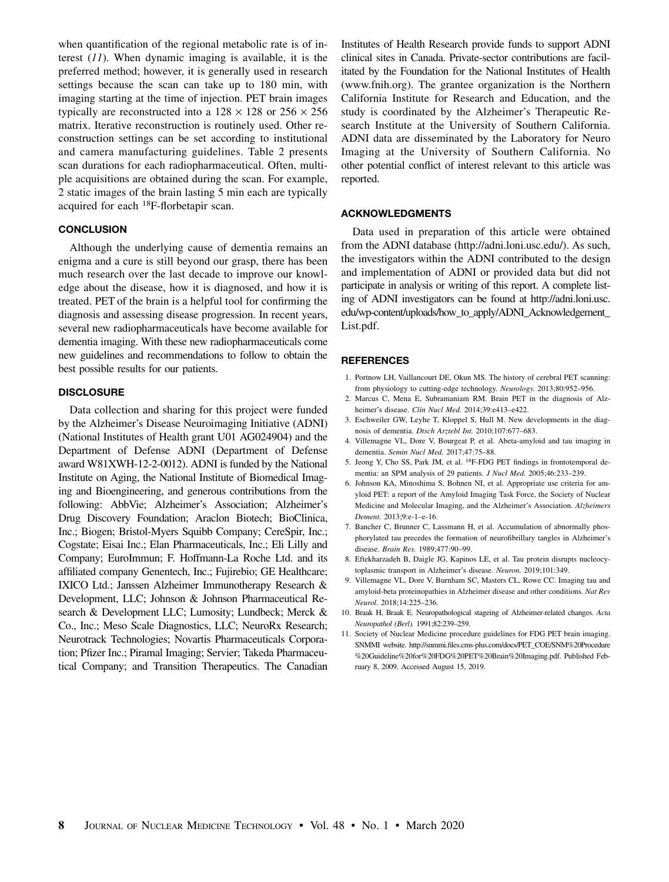when quantification of the regional metabolic rate is of interest (*11*). When dynamic imaging is available, it is the preferred method; however, it is generally used in research settings because the scan can take up to 180 min, with imaging starting at the time of injection. PET brain images typically are reconstructed into a $128 \times 128$ or $256 \times 256$ matrix. Iterative reconstruction is routinely used. Other reconstruction settings can be set according to institutional and camera manufacturing guidelines. Table 2 presents scan durations for each radiopharmaceutical. Often, multiple acquisitions are obtained during the scan. For example, 2 static images of the brain lasting 5 min each are typically acquired for each $^{18}$F-florbetapir scan.

## CONCLUSION

Although the underlying cause of dementia remains an enigma and a cure is still beyond our grasp, there has been much research over the last decade to improve our knowledge about the disease, how it is diagnosed, and how it is treated. PET of the brain is a helpful tool for confirming the diagnosis and assessing disease progression. In recent years, several new radiopharmaceuticals have become available for dementia imaging. With these new radiopharmaceuticals come new guidelines and recommendations to follow to obtain the best possible results for our patients.

## DISCLOSURE

Data collection and sharing for this project were funded by the Alzheimer's Disease Neuroimaging Initiative (ADNI) (National Institutes of Health grant U01 AG024904) and the Department of Defense ADNI (Department of Defense award W81XWH-12-2-0012). ADNI is funded by the National Institute on Aging, the National Institute of Biomedical Imaging and Bioengineering, and generous contributions from the following: AbbVie; Alzheimer's Association; Alzheimer's Drug Discovery Foundation; Araclon Biotech; BioClinica, Inc.; Biogen; Bristol-Myers Squibb Company; CereSpir, Inc.; Cogstate; Eisai Inc.; Elan Pharmaceuticals, Inc.; Eli Lilly and Company; EuroImmun; F. Hoffmann-La Roche Ltd. and its affiliated company Genentech, Inc.; Fujirebio; GE Healthcare; IXICO Ltd.; Janssen Alzheimer Immunotherapy Research & Development, LLC; Johnson & Johnson Pharmaceutical Research & Development LLC; Lumosity; Lundbeck; Merck & Co., Inc.; Meso Scale Diagnostics, LLC; NeuroRx Research; Neurotrack Technologies; Novartis Pharmaceuticals Corporation; Pfizer Inc.; Piramal Imaging; Servier; Takeda Pharmaceutical Company; and Transition Therapeutics. The Canadian Institutes of Health Research provide funds to support ADNI clinical sites in Canada. Private-sector contributions are facilitated by the Foundation for the National Institutes of Health (www.fnih.org). The grantee organization is the Northern California Institute for Research and Education, and the study is coordinated by the Alzheimer's Therapeutic Research Institute at the University of Southern California. ADNI data are disseminated by the Laboratory for Neuro Imaging at the University of Southern California. No other potential conflict of interest relevant to this article was reported.

## ACKNOWLEDGMENTS

Data used in preparation of this article were obtained from the ADNI database (http://adni.loni.usc.edu/). As such, the investigators within the ADNI contributed to the design and implementation of ADNI or provided data but did not participate in analysis or writing of this report. A complete listing of ADNI investigators can be found at http://adni.loni.usc.edu/wp-content/uploads/how_to_apply/ADNI_Acknowledgement_List.pdf.

## REFERENCES

1. Portnow LH, Vaillancourt DE, Okun MS. The history of cerebral PET scanning: from physiology to cutting-edge technology. *Neurology.* 2013;80:952–956.
2. Marcus C, Mena E, Subramaniam RM. Brain PET in the diagnosis of Alzheimer's disease. *Clin Nucl Med.* 2014;39:e413–e422.
3. Eschweiler GW, Leyhe T, Kloppel S, Hull M. New developments in the diagnosis of dementia. *Dtsch Arztebl Int.* 2010;107:677–683.
4. Villemagne VL, Dore V, Bourgeat P, et al. Abeta-amyloid and tau imaging in dementia. *Semin Nucl Med.* 2017;47:75–88.
5. Jeong Y, Cho SS, Park JM, et al. $^{18}$F-FDG PET findings in frontotemporal dementia: an SPM analysis of 29 patients. *J Nucl Med.* 2005;46:233–239.
6. Johnson KA, Minoshima S, Bohnen NI, et al. Appropriate use criteria for amyloid PET: a report of the Amyloid Imaging Task Force, the Society of Nuclear Medicine and Molecular Imaging, and the Alzheimer's Association. *Alzheimers Dement.* 2013;9:e-1–e-16.
7. Bancher C, Brunner C, Lassmann H, et al. Accumulation of abnormally phosphorylated tau precedes the formation of neurofibrillary tangles in Alzheimer's disease. *Brain Res.* 1989;477:90–99.
8. Eftekharzadeh B, Daigle JG, Kapinos LE, et al. Tau protein disrupts nucleocytoplasmic transport in Alzheimer's disease. *Neuron.* 2019;101:349.
9. Villemagne VL, Dore V, Burnham SC, Masters CL, Rowe CC. Imaging tau and amyloid-beta proteinopathies in Alzheimer disease and other conditions. *Nat Rev Neurol.* 2018;14:225–236.
10. Braak H, Braak E. Neuropathological stageing of Alzheimer-related changes. *Acta Neuropathol (Berl).* 1991;82:239–259.
11. Society of Nuclear Medicine procedure guidelines for FDG PET brain imaging. SNMMI website. http://snmmi.files.cms-plus.com/docs/PET_COE/SNM%20Procedure%20Guideline%20for%20FDG%20PET%20Brain%20Imaging.pdf. Published February 8, 2009. Accessed August 15, 2019.